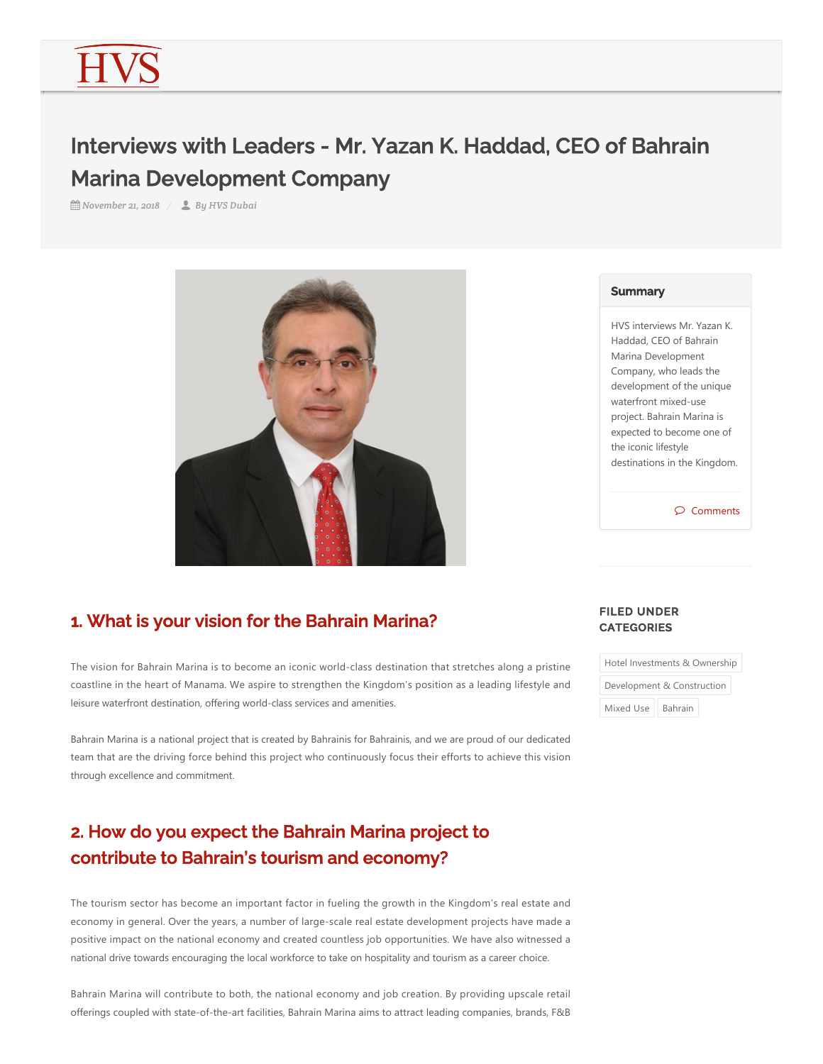# Interviews with Leaders - Mr. Yazan K. Haddad, CEO of Bahrain Marina Development Company

*November 21, 2018* / *By HVS Dubai*

**Summary**

HVS interviews Mr. Yazan K. Haddad, CEO of Bahrain Marina Development Company, who leads the development of the unique waterfront mixed-use project. Bahrain Marina is expected to become one of the iconic lifestyle destinations in the Kingdom.

Comments

**FILED UNDER CATEGORIES**

Hotel Investments & Ownership | Development & Construction | Mixed Use | Bahrain

## 1. What is your vision for the Bahrain Marina?

The vision for Bahrain Marina is to become an iconic world-class destination that stretches along a pristine coastline in the heart of Manama. We aspire to strengthen the Kingdom's position as a leading lifestyle and leisure waterfront destination, offering world-class services and amenities.

Bahrain Marina is a national project that is created by Bahrainis for Bahrainis, and we are proud of our dedicated team that are the driving force behind this project who continuously focus their efforts to achieve this vision through excellence and commitment.

## 2. How do you expect the Bahrain Marina project to contribute to Bahrain's tourism and economy?

The tourism sector has become an important factor in fueling the growth in the Kingdom's real estate and economy in general. Over the years, a number of large-scale real estate development projects have made a positive impact on the national economy and created countless job opportunities. We have also witnessed a national drive towards encouraging the local workforce to take on hospitality and tourism as a career choice.

Bahrain Marina will contribute to both, the national economy and job creation. By providing upscale retail offerings coupled with state-of-the-art facilities, Bahrain Marina aims to attract leading companies, brands, F&B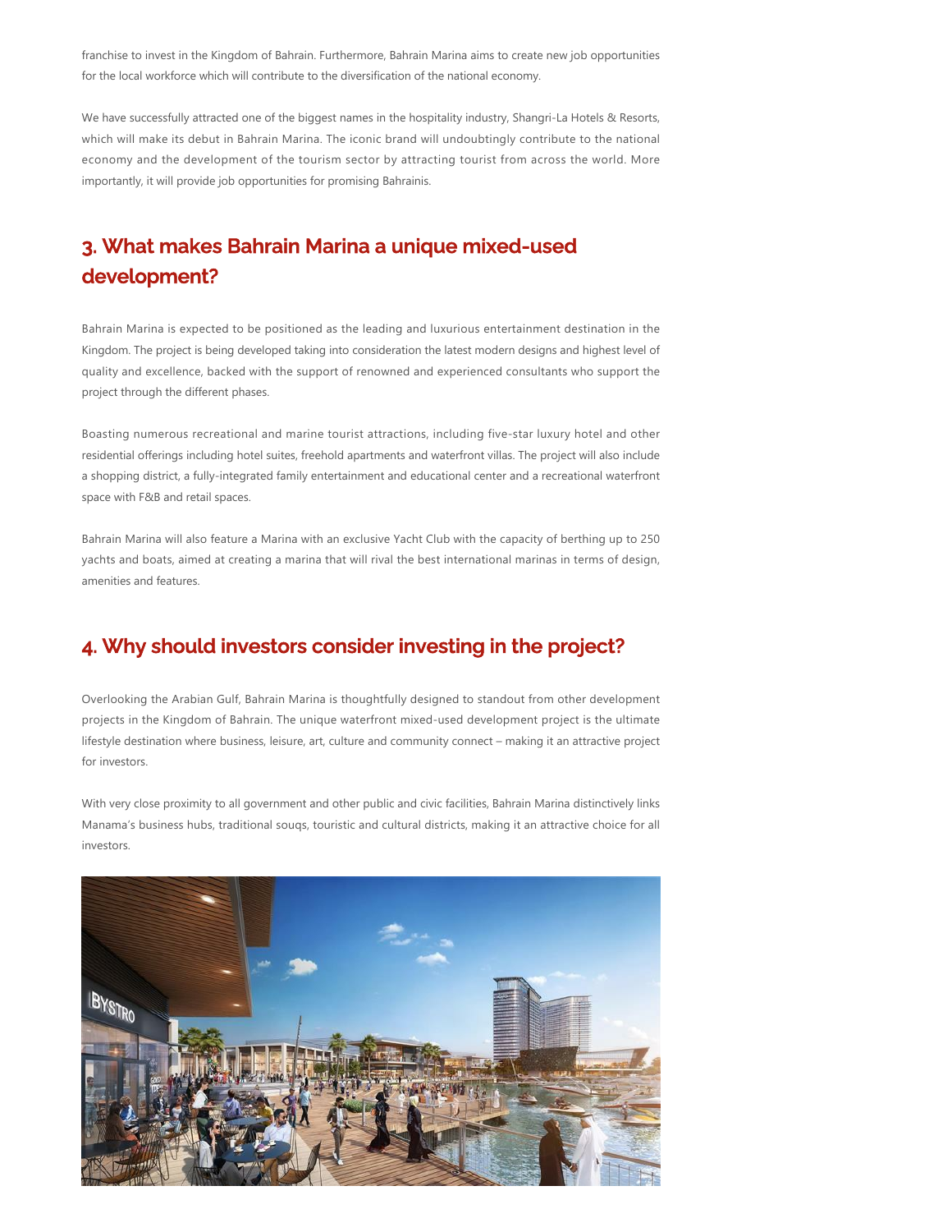franchise to invest in the Kingdom of Bahrain. Furthermore, Bahrain Marina aims to create new job opportunities for the local workforce which will contribute to the diversification of the national economy.

We have successfully attracted one of the biggest names in the hospitality industry, Shangri-La Hotels & Resorts, which will make its debut in Bahrain Marina. The iconic brand will undoubtingly contribute to the national economy and the development of the tourism sector by attracting tourist from across the world. More importantly, it will provide job opportunities for promising Bahrainis.

## 3. What makes Bahrain Marina a unique mixed-used development?

Bahrain Marina is expected to be positioned as the leading and luxurious entertainment destination in the Kingdom. The project is being developed taking into consideration the latest modern designs and highest level of quality and excellence, backed with the support of renowned and experienced consultants who support the project through the different phases.

Boasting numerous recreational and marine tourist attractions, including five-star luxury hotel and other residential offerings including hotel suites, freehold apartments and waterfront villas. The project will also include a shopping district, a fully-integrated family entertainment and educational center and a recreational waterfront space with F&B and retail spaces.

Bahrain Marina will also feature a Marina with an exclusive Yacht Club with the capacity of berthing up to 250 yachts and boats, aimed at creating a marina that will rival the best international marinas in terms of design, amenities and features.

## 4. Why should investors consider investing in the project?

Overlooking the Arabian Gulf, Bahrain Marina is thoughtfully designed to standout from other development projects in the Kingdom of Bahrain. The unique waterfront mixed-used development project is the ultimate lifestyle destination where business, leisure, art, culture and community connect – making it an attractive project for investors.

With very close proximity to all government and other public and civic facilities, Bahrain Marina distinctively links Manama's business hubs, traditional souqs, touristic and cultural districts, making it an attractive choice for all investors.